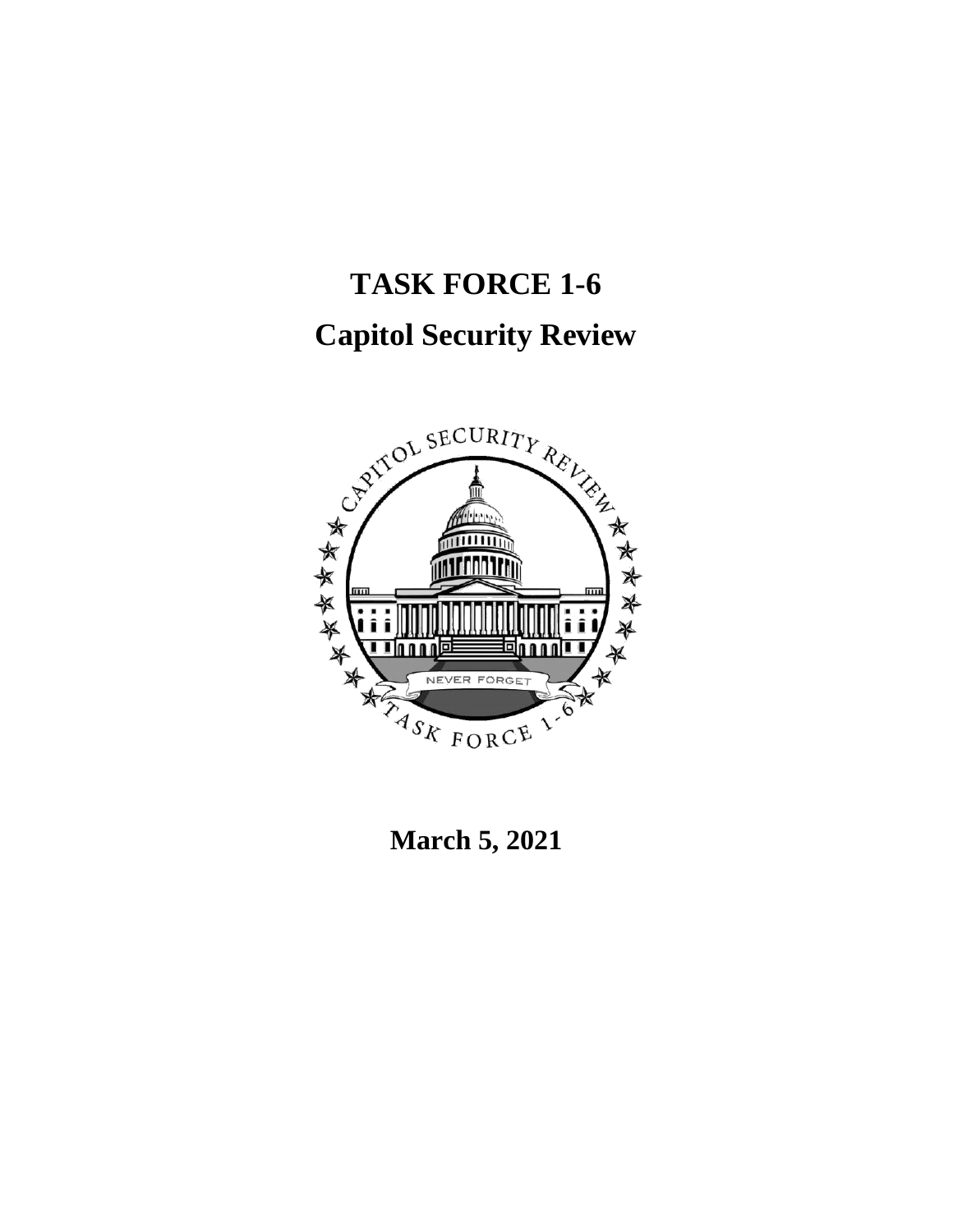# TASK FORCE 1-6

# Capitol Security Review

**March 5, 2021**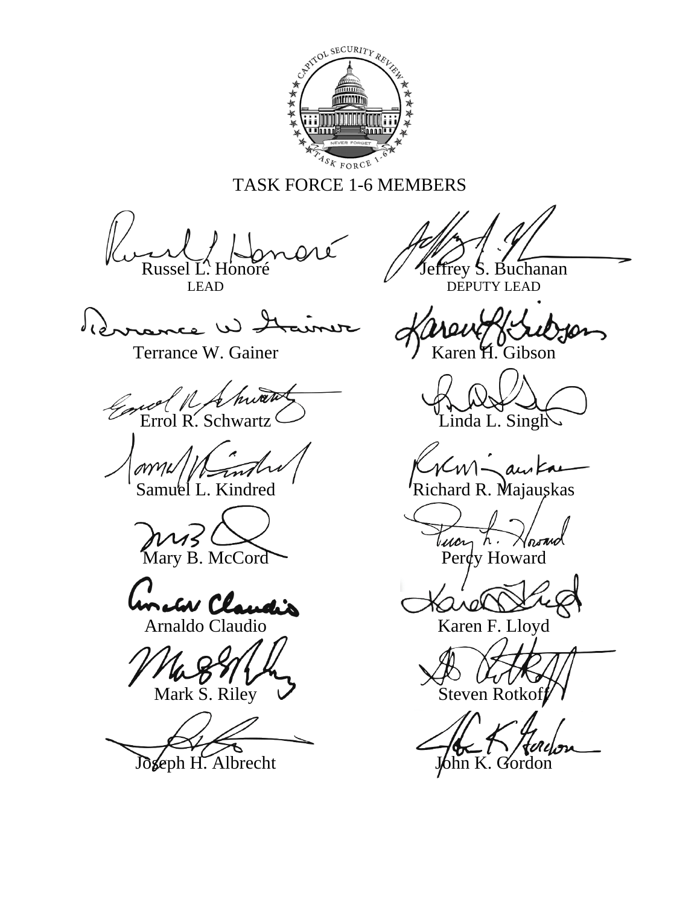# TASK FORCE 1-6 MEMBERS

Russel L. Honoré
LEAD

Jeffrey S. Buchanan
DEPUTY LEAD

Terrance W. Gainer

Karen H. Gibson

Errol R. Schwartz

Linda L. Singh

Samuel L. Kindred

Richard R. Majauskas

Mary B. McCord

Percy Howard

Arnaldo Claudio

Karen F. Lloyd

Mark S. Riley

Steven Rotkoff

Joseph H. Albrecht

John K. Gordon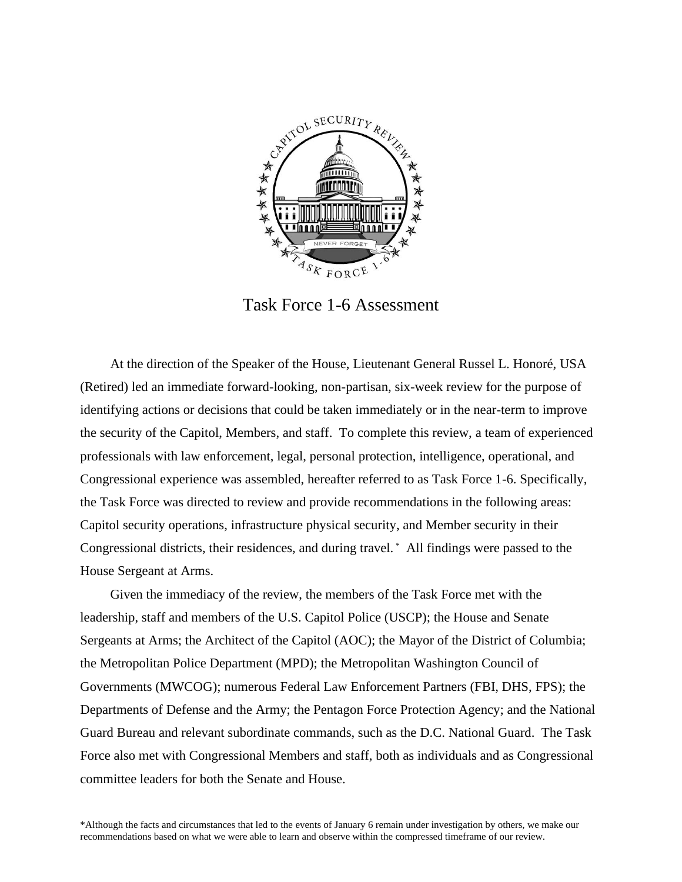# Task Force 1-6 Assessment

At the direction of the Speaker of the House, Lieutenant General Russel L. Honoré, USA (Retired) led an immediate forward-looking, non-partisan, six-week review for the purpose of identifying actions or decisions that could be taken immediately or in the near-term to improve the security of the Capitol, Members, and staff. To complete this review, a team of experienced professionals with law enforcement, legal, personal protection, intelligence, operational, and Congressional experience was assembled, hereafter referred to as Task Force 1-6. Specifically, the Task Force was directed to review and provide recommendations in the following areas: Capitol security operations, infrastructure physical security, and Member security in their Congressional districts, their residences, and during travel. * All findings were passed to the House Sergeant at Arms.

Given the immediacy of the review, the members of the Task Force met with the leadership, staff and members of the U.S. Capitol Police (USCP); the House and Senate Sergeants at Arms; the Architect of the Capitol (AOC); the Mayor of the District of Columbia; the Metropolitan Police Department (MPD); the Metropolitan Washington Council of Governments (MWCOG); numerous Federal Law Enforcement Partners (FBI, DHS, FPS); the Departments of Defense and the Army; the Pentagon Force Protection Agency; and the National Guard Bureau and relevant subordinate commands, such as the D.C. National Guard. The Task Force also met with Congressional Members and staff, both as individuals and as Congressional committee leaders for both the Senate and House.

*Although the facts and circumstances that led to the events of January 6 remain under investigation by others, we make our recommendations based on what we were able to learn and observe within the compressed timeframe of our review.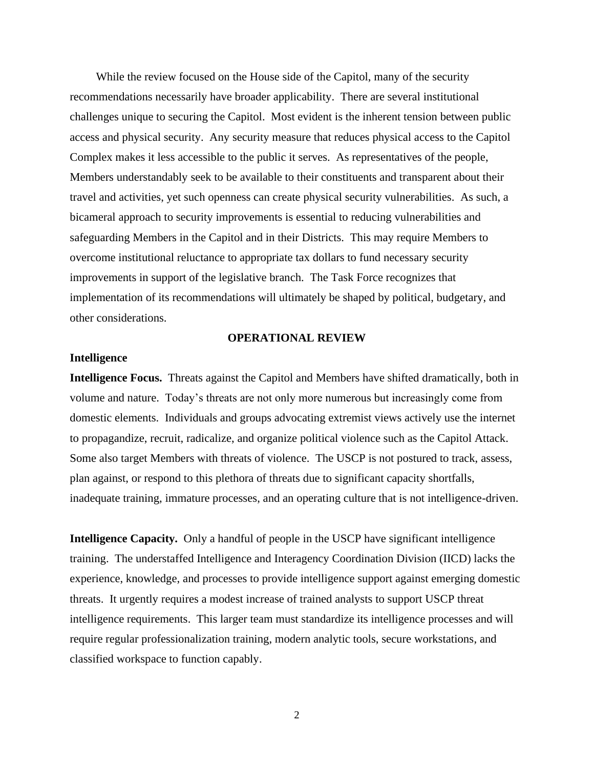While the review focused on the House side of the Capitol, many of the security recommendations necessarily have broader applicability. There are several institutional challenges unique to securing the Capitol. Most evident is the inherent tension between public access and physical security. Any security measure that reduces physical access to the Capitol Complex makes it less accessible to the public it serves. As representatives of the people, Members understandably seek to be available to their constituents and transparent about their travel and activities, yet such openness can create physical security vulnerabilities. As such, a bicameral approach to security improvements is essential to reducing vulnerabilities and safeguarding Members in the Capitol and in their Districts. This may require Members to overcome institutional reluctance to appropriate tax dollars to fund necessary security improvements in support of the legislative branch. The Task Force recognizes that implementation of its recommendations will ultimately be shaped by political, budgetary, and other considerations.

## OPERATIONAL REVIEW

### Intelligence

**Intelligence Focus.** Threats against the Capitol and Members have shifted dramatically, both in volume and nature. Today's threats are not only more numerous but increasingly come from domestic elements. Individuals and groups advocating extremist views actively use the internet to propagandize, recruit, radicalize, and organize political violence such as the Capitol Attack. Some also target Members with threats of violence. The USCP is not postured to track, assess, plan against, or respond to this plethora of threats due to significant capacity shortfalls, inadequate training, immature processes, and an operating culture that is not intelligence-driven.

**Intelligence Capacity.** Only a handful of people in the USCP have significant intelligence training. The understaffed Intelligence and Interagency Coordination Division (IICD) lacks the experience, knowledge, and processes to provide intelligence support against emerging domestic threats. It urgently requires a modest increase of trained analysts to support USCP threat intelligence requirements. This larger team must standardize its intelligence processes and will require regular professionalization training, modern analytic tools, secure workstations, and classified workspace to function capably.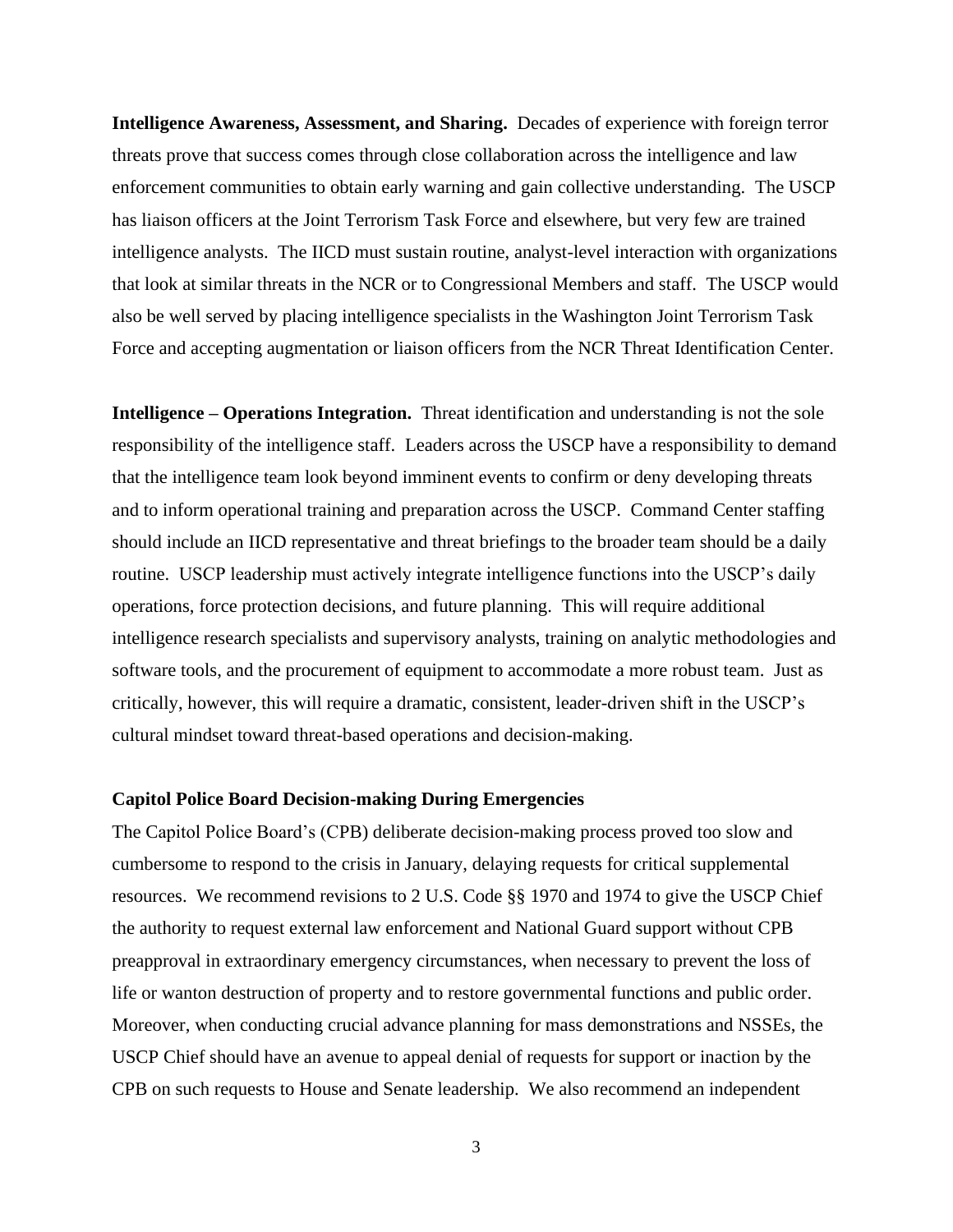**Intelligence Awareness, Assessment, and Sharing.** Decades of experience with foreign terror threats prove that success comes through close collaboration across the intelligence and law enforcement communities to obtain early warning and gain collective understanding. The USCP has liaison officers at the Joint Terrorism Task Force and elsewhere, but very few are trained intelligence analysts. The IICD must sustain routine, analyst-level interaction with organizations that look at similar threats in the NCR or to Congressional Members and staff. The USCP would also be well served by placing intelligence specialists in the Washington Joint Terrorism Task Force and accepting augmentation or liaison officers from the NCR Threat Identification Center.

**Intelligence – Operations Integration.** Threat identification and understanding is not the sole responsibility of the intelligence staff. Leaders across the USCP have a responsibility to demand that the intelligence team look beyond imminent events to confirm or deny developing threats and to inform operational training and preparation across the USCP. Command Center staffing should include an IICD representative and threat briefings to the broader team should be a daily routine. USCP leadership must actively integrate intelligence functions into the USCP's daily operations, force protection decisions, and future planning. This will require additional intelligence research specialists and supervisory analysts, training on analytic methodologies and software tools, and the procurement of equipment to accommodate a more robust team. Just as critically, however, this will require a dramatic, consistent, leader-driven shift in the USCP's cultural mindset toward threat-based operations and decision-making.

**Capitol Police Board Decision-making During Emergencies**

The Capitol Police Board's (CPB) deliberate decision-making process proved too slow and cumbersome to respond to the crisis in January, delaying requests for critical supplemental resources. We recommend revisions to 2 U.S. Code §§ 1970 and 1974 to give the USCP Chief the authority to request external law enforcement and National Guard support without CPB preapproval in extraordinary emergency circumstances, when necessary to prevent the loss of life or wanton destruction of property and to restore governmental functions and public order. Moreover, when conducting crucial advance planning for mass demonstrations and NSSEs, the USCP Chief should have an avenue to appeal denial of requests for support or inaction by the CPB on such requests to House and Senate leadership. We also recommend an independent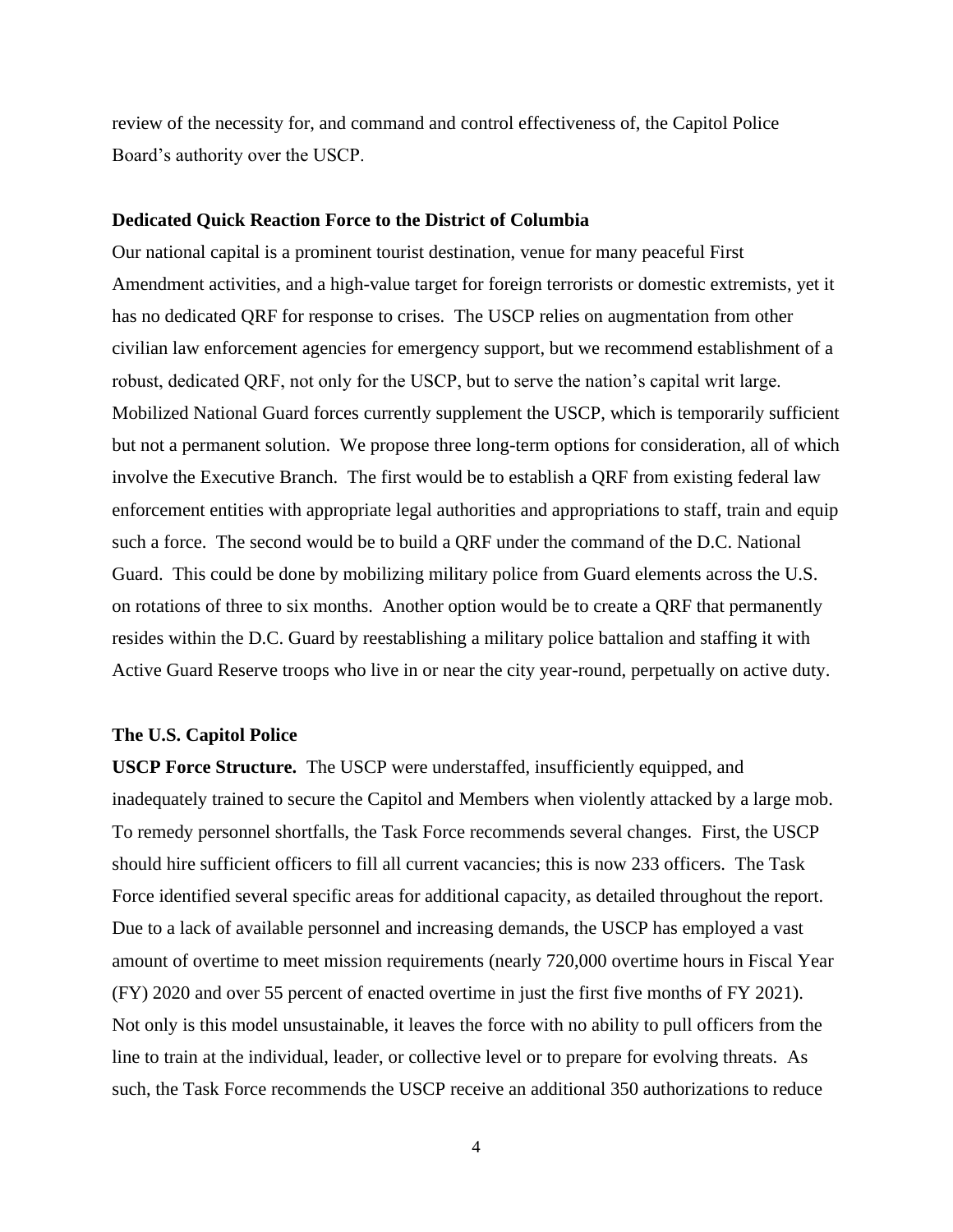review of the necessity for, and command and control effectiveness of, the Capitol Police Board's authority over the USCP.

**Dedicated Quick Reaction Force to the District of Columbia**

Our national capital is a prominent tourist destination, venue for many peaceful First Amendment activities, and a high-value target for foreign terrorists or domestic extremists, yet it has no dedicated QRF for response to crises. The USCP relies on augmentation from other civilian law enforcement agencies for emergency support, but we recommend establishment of a robust, dedicated QRF, not only for the USCP, but to serve the nation's capital writ large. Mobilized National Guard forces currently supplement the USCP, which is temporarily sufficient but not a permanent solution. We propose three long-term options for consideration, all of which involve the Executive Branch. The first would be to establish a QRF from existing federal law enforcement entities with appropriate legal authorities and appropriations to staff, train and equip such a force. The second would be to build a QRF under the command of the D.C. National Guard. This could be done by mobilizing military police from Guard elements across the U.S. on rotations of three to six months. Another option would be to create a QRF that permanently resides within the D.C. Guard by reestablishing a military police battalion and staffing it with Active Guard Reserve troops who live in or near the city year-round, perpetually on active duty.

**The U.S. Capitol Police**

**USCP Force Structure.** The USCP were understaffed, insufficiently equipped, and inadequately trained to secure the Capitol and Members when violently attacked by a large mob. To remedy personnel shortfalls, the Task Force recommends several changes. First, the USCP should hire sufficient officers to fill all current vacancies; this is now 233 officers. The Task Force identified several specific areas for additional capacity, as detailed throughout the report. Due to a lack of available personnel and increasing demands, the USCP has employed a vast amount of overtime to meet mission requirements (nearly 720,000 overtime hours in Fiscal Year (FY) 2020 and over 55 percent of enacted overtime in just the first five months of FY 2021). Not only is this model unsustainable, it leaves the force with no ability to pull officers from the line to train at the individual, leader, or collective level or to prepare for evolving threats. As such, the Task Force recommends the USCP receive an additional 350 authorizations to reduce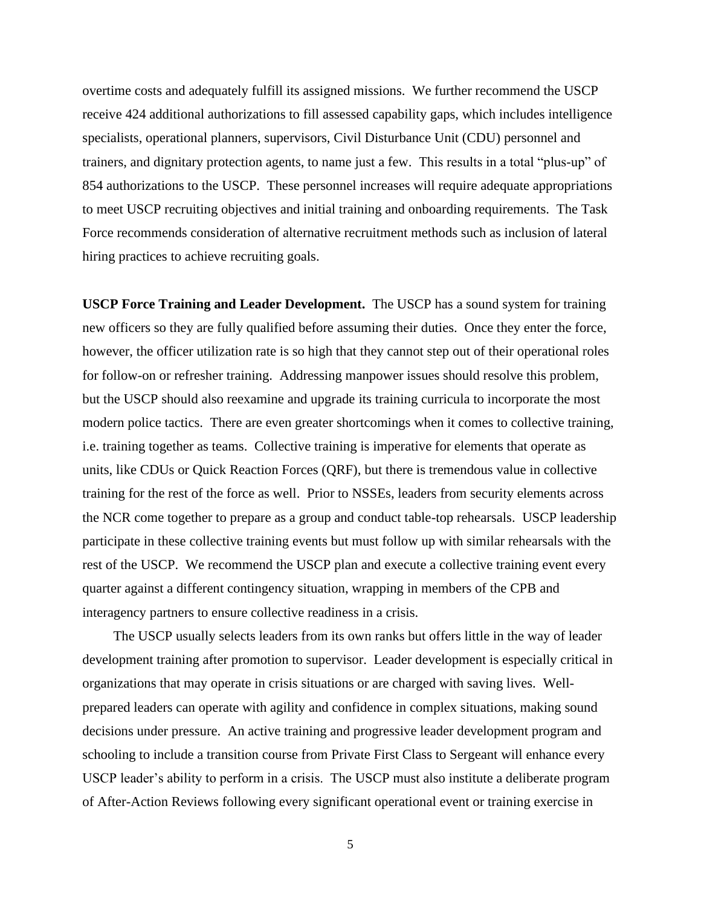overtime costs and adequately fulfill its assigned missions. We further recommend the USCP receive 424 additional authorizations to fill assessed capability gaps, which includes intelligence specialists, operational planners, supervisors, Civil Disturbance Unit (CDU) personnel and trainers, and dignitary protection agents, to name just a few. This results in a total "plus-up" of 854 authorizations to the USCP. These personnel increases will require adequate appropriations to meet USCP recruiting objectives and initial training and onboarding requirements. The Task Force recommends consideration of alternative recruitment methods such as inclusion of lateral hiring practices to achieve recruiting goals.

**USCP Force Training and Leader Development.** The USCP has a sound system for training new officers so they are fully qualified before assuming their duties. Once they enter the force, however, the officer utilization rate is so high that they cannot step out of their operational roles for follow-on or refresher training. Addressing manpower issues should resolve this problem, but the USCP should also reexamine and upgrade its training curricula to incorporate the most modern police tactics. There are even greater shortcomings when it comes to collective training, i.e. training together as teams. Collective training is imperative for elements that operate as units, like CDUs or Quick Reaction Forces (QRF), but there is tremendous value in collective training for the rest of the force as well. Prior to NSSEs, leaders from security elements across the NCR come together to prepare as a group and conduct table-top rehearsals. USCP leadership participate in these collective training events but must follow up with similar rehearsals with the rest of the USCP. We recommend the USCP plan and execute a collective training event every quarter against a different contingency situation, wrapping in members of the CPB and interagency partners to ensure collective readiness in a crisis.

The USCP usually selects leaders from its own ranks but offers little in the way of leader development training after promotion to supervisor. Leader development is especially critical in organizations that may operate in crisis situations or are charged with saving lives. Well-prepared leaders can operate with agility and confidence in complex situations, making sound decisions under pressure. An active training and progressive leader development program and schooling to include a transition course from Private First Class to Sergeant will enhance every USCP leader's ability to perform in a crisis. The USCP must also institute a deliberate program of After-Action Reviews following every significant operational event or training exercise in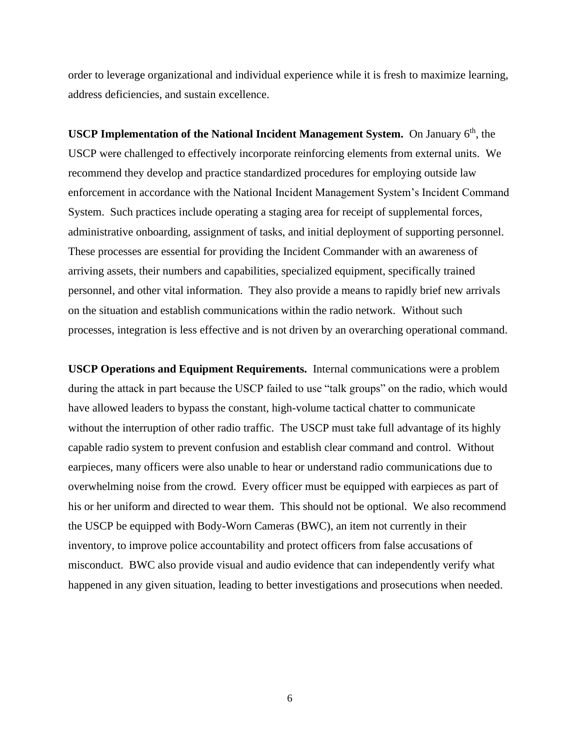order to leverage organizational and individual experience while it is fresh to maximize learning, address deficiencies, and sustain excellence.

**USCP Implementation of the National Incident Management System.** On January 6th, the USCP were challenged to effectively incorporate reinforcing elements from external units. We recommend they develop and practice standardized procedures for employing outside law enforcement in accordance with the National Incident Management System's Incident Command System. Such practices include operating a staging area for receipt of supplemental forces, administrative onboarding, assignment of tasks, and initial deployment of supporting personnel. These processes are essential for providing the Incident Commander with an awareness of arriving assets, their numbers and capabilities, specialized equipment, specifically trained personnel, and other vital information. They also provide a means to rapidly brief new arrivals on the situation and establish communications within the radio network. Without such processes, integration is less effective and is not driven by an overarching operational command.

**USCP Operations and Equipment Requirements.** Internal communications were a problem during the attack in part because the USCP failed to use "talk groups" on the radio, which would have allowed leaders to bypass the constant, high-volume tactical chatter to communicate without the interruption of other radio traffic. The USCP must take full advantage of its highly capable radio system to prevent confusion and establish clear command and control. Without earpieces, many officers were also unable to hear or understand radio communications due to overwhelming noise from the crowd. Every officer must be equipped with earpieces as part of his or her uniform and directed to wear them. This should not be optional. We also recommend the USCP be equipped with Body-Worn Cameras (BWC), an item not currently in their inventory, to improve police accountability and protect officers from false accusations of misconduct. BWC also provide visual and audio evidence that can independently verify what happened in any given situation, leading to better investigations and prosecutions when needed.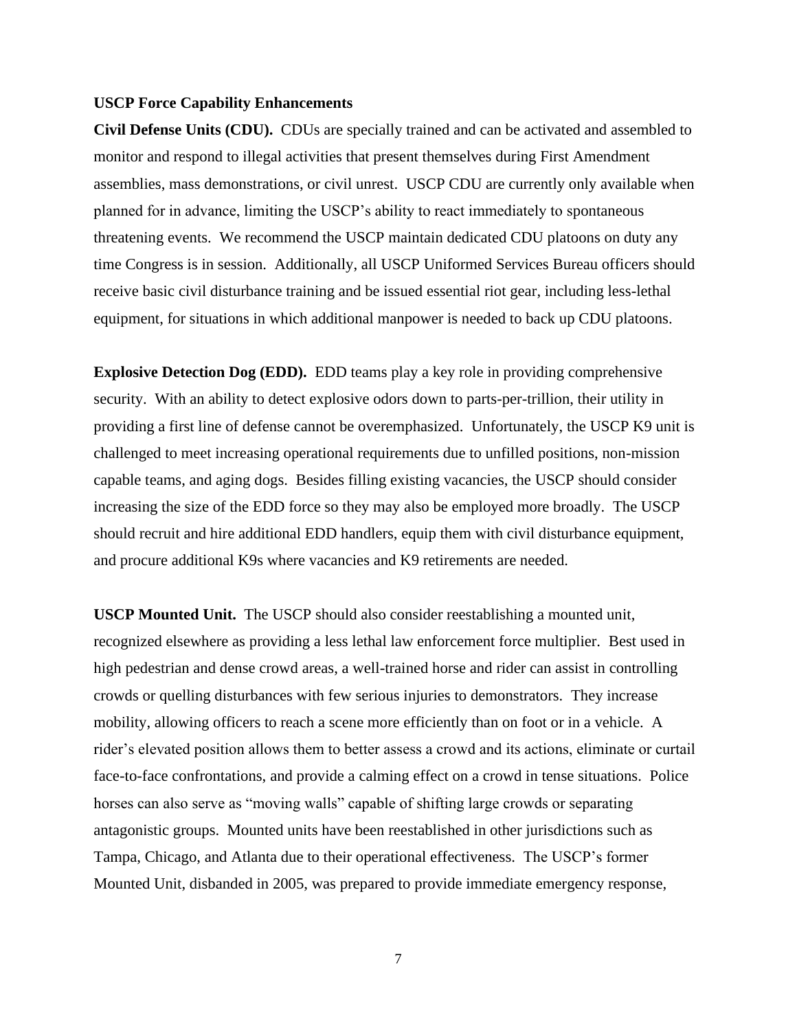**USCP Force Capability Enhancements**

**Civil Defense Units (CDU).** CDUs are specially trained and can be activated and assembled to monitor and respond to illegal activities that present themselves during First Amendment assemblies, mass demonstrations, or civil unrest. USCP CDU are currently only available when planned for in advance, limiting the USCP's ability to react immediately to spontaneous threatening events. We recommend the USCP maintain dedicated CDU platoons on duty any time Congress is in session. Additionally, all USCP Uniformed Services Bureau officers should receive basic civil disturbance training and be issued essential riot gear, including less-lethal equipment, for situations in which additional manpower is needed to back up CDU platoons.

**Explosive Detection Dog (EDD).** EDD teams play a key role in providing comprehensive security. With an ability to detect explosive odors down to parts-per-trillion, their utility in providing a first line of defense cannot be overemphasized. Unfortunately, the USCP K9 unit is challenged to meet increasing operational requirements due to unfilled positions, non-mission capable teams, and aging dogs. Besides filling existing vacancies, the USCP should consider increasing the size of the EDD force so they may also be employed more broadly. The USCP should recruit and hire additional EDD handlers, equip them with civil disturbance equipment, and procure additional K9s where vacancies and K9 retirements are needed.

**USCP Mounted Unit.** The USCP should also consider reestablishing a mounted unit, recognized elsewhere as providing a less lethal law enforcement force multiplier. Best used in high pedestrian and dense crowd areas, a well-trained horse and rider can assist in controlling crowds or quelling disturbances with few serious injuries to demonstrators. They increase mobility, allowing officers to reach a scene more efficiently than on foot or in a vehicle. A rider's elevated position allows them to better assess a crowd and its actions, eliminate or curtail face-to-face confrontations, and provide a calming effect on a crowd in tense situations. Police horses can also serve as "moving walls" capable of shifting large crowds or separating antagonistic groups. Mounted units have been reestablished in other jurisdictions such as Tampa, Chicago, and Atlanta due to their operational effectiveness. The USCP's former Mounted Unit, disbanded in 2005, was prepared to provide immediate emergency response,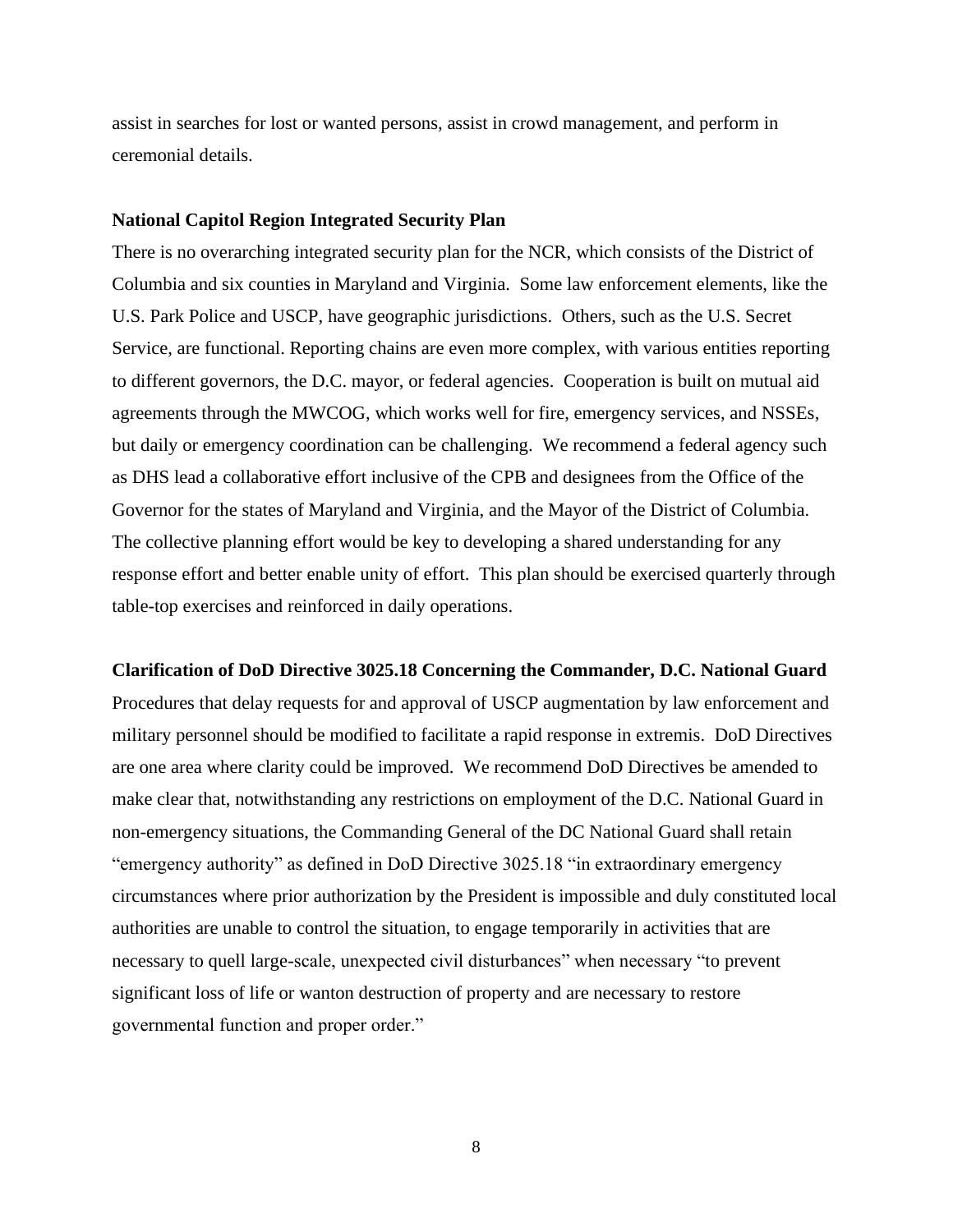assist in searches for lost or wanted persons, assist in crowd management, and perform in ceremonial details.

**National Capitol Region Integrated Security Plan**

There is no overarching integrated security plan for the NCR, which consists of the District of Columbia and six counties in Maryland and Virginia. Some law enforcement elements, like the U.S. Park Police and USCP, have geographic jurisdictions. Others, such as the U.S. Secret Service, are functional. Reporting chains are even more complex, with various entities reporting to different governors, the D.C. mayor, or federal agencies. Cooperation is built on mutual aid agreements through the MWCOG, which works well for fire, emergency services, and NSSEs, but daily or emergency coordination can be challenging. We recommend a federal agency such as DHS lead a collaborative effort inclusive of the CPB and designees from the Office of the Governor for the states of Maryland and Virginia, and the Mayor of the District of Columbia. The collective planning effort would be key to developing a shared understanding for any response effort and better enable unity of effort. This plan should be exercised quarterly through table-top exercises and reinforced in daily operations.

**Clarification of DoD Directive 3025.18 Concerning the Commander, D.C. National Guard**

Procedures that delay requests for and approval of USCP augmentation by law enforcement and military personnel should be modified to facilitate a rapid response in extremis. DoD Directives are one area where clarity could be improved. We recommend DoD Directives be amended to make clear that, notwithstanding any restrictions on employment of the D.C. National Guard in non-emergency situations, the Commanding General of the DC National Guard shall retain "emergency authority" as defined in DoD Directive 3025.18 "in extraordinary emergency circumstances where prior authorization by the President is impossible and duly constituted local authorities are unable to control the situation, to engage temporarily in activities that are necessary to quell large-scale, unexpected civil disturbances" when necessary "to prevent significant loss of life or wanton destruction of property and are necessary to restore governmental function and proper order."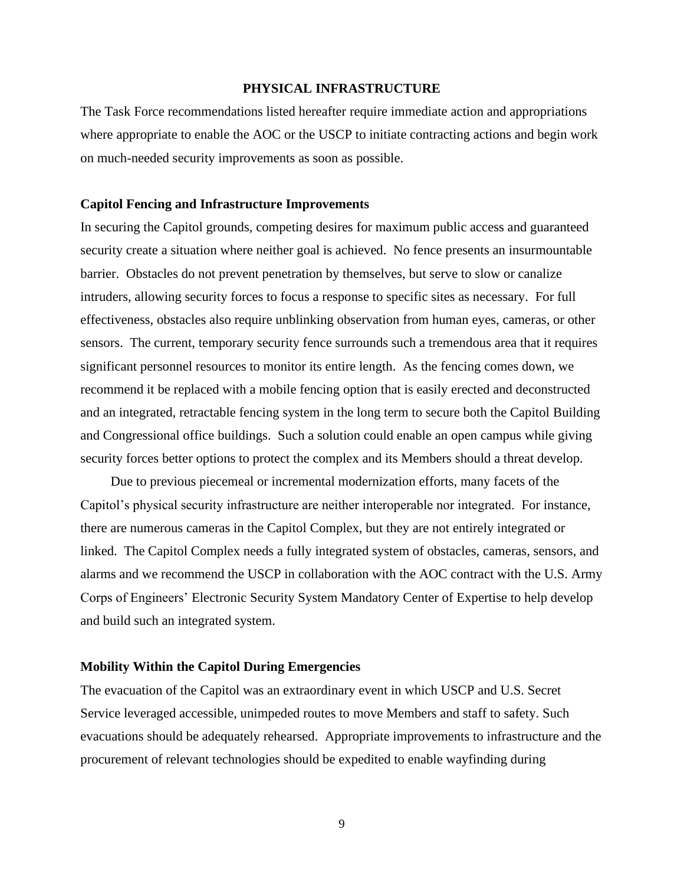## PHYSICAL INFRASTRUCTURE

The Task Force recommendations listed hereafter require immediate action and appropriations where appropriate to enable the AOC or the USCP to initiate contracting actions and begin work on much-needed security improvements as soon as possible.

### Capitol Fencing and Infrastructure Improvements

In securing the Capitol grounds, competing desires for maximum public access and guaranteed security create a situation where neither goal is achieved. No fence presents an insurmountable barrier. Obstacles do not prevent penetration by themselves, but serve to slow or canalize intruders, allowing security forces to focus a response to specific sites as necessary. For full effectiveness, obstacles also require unblinking observation from human eyes, cameras, or other sensors. The current, temporary security fence surrounds such a tremendous area that it requires significant personnel resources to monitor its entire length. As the fencing comes down, we recommend it be replaced with a mobile fencing option that is easily erected and deconstructed and an integrated, retractable fencing system in the long term to secure both the Capitol Building and Congressional office buildings. Such a solution could enable an open campus while giving security forces better options to protect the complex and its Members should a threat develop.

Due to previous piecemeal or incremental modernization efforts, many facets of the Capitol's physical security infrastructure are neither interoperable nor integrated. For instance, there are numerous cameras in the Capitol Complex, but they are not entirely integrated or linked. The Capitol Complex needs a fully integrated system of obstacles, cameras, sensors, and alarms and we recommend the USCP in collaboration with the AOC contract with the U.S. Army Corps of Engineers' Electronic Security System Mandatory Center of Expertise to help develop and build such an integrated system.

### Mobility Within the Capitol During Emergencies

The evacuation of the Capitol was an extraordinary event in which USCP and U.S. Secret Service leveraged accessible, unimpeded routes to move Members and staff to safety. Such evacuations should be adequately rehearsed. Appropriate improvements to infrastructure and the procurement of relevant technologies should be expedited to enable wayfinding during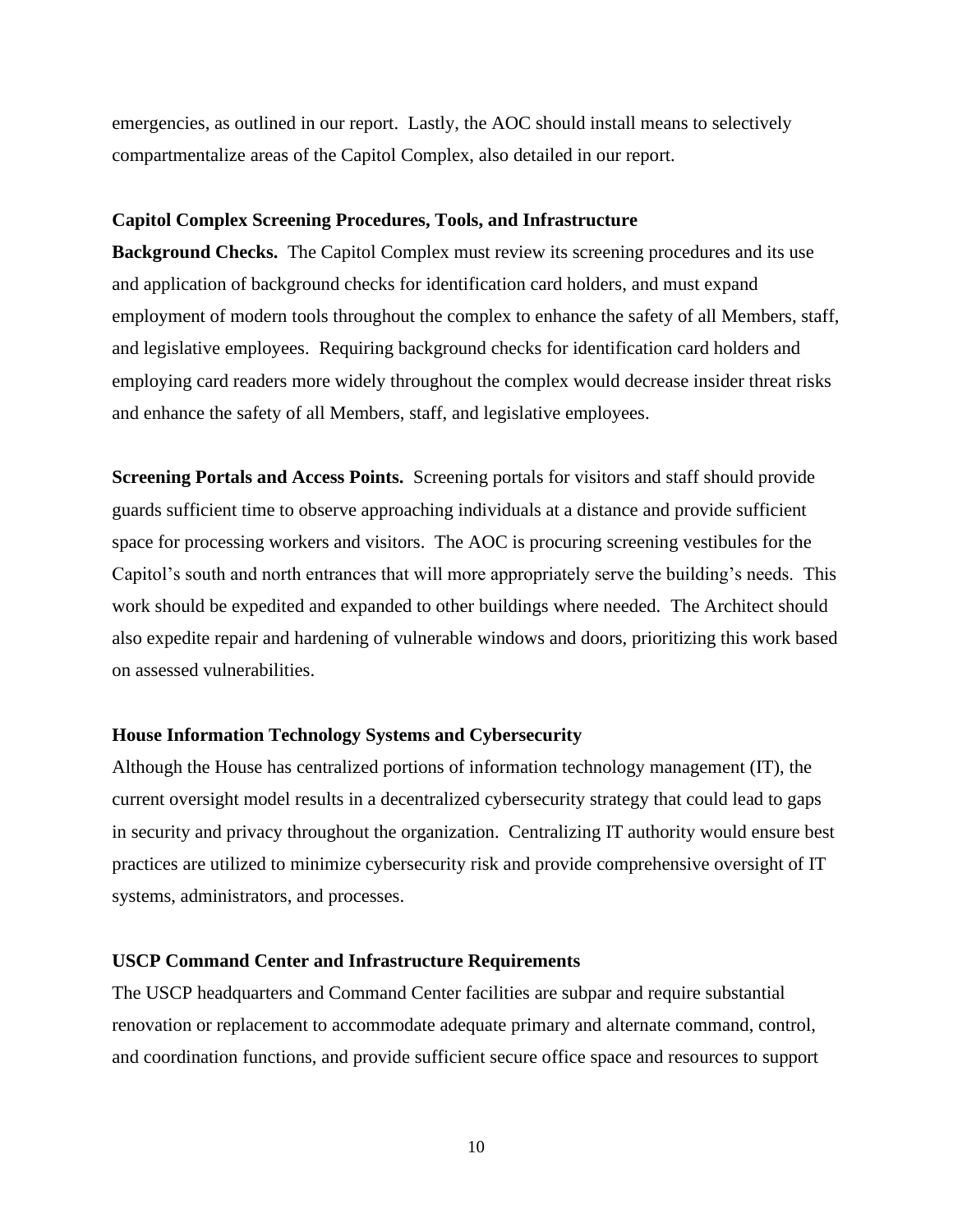emergencies, as outlined in our report. Lastly, the AOC should install means to selectively compartmentalize areas of the Capitol Complex, also detailed in our report.

### Capitol Complex Screening Procedures, Tools, and Infrastructure

**Background Checks.** The Capitol Complex must review its screening procedures and its use and application of background checks for identification card holders, and must expand employment of modern tools throughout the complex to enhance the safety of all Members, staff, and legislative employees. Requiring background checks for identification card holders and employing card readers more widely throughout the complex would decrease insider threat risks and enhance the safety of all Members, staff, and legislative employees.

**Screening Portals and Access Points.** Screening portals for visitors and staff should provide guards sufficient time to observe approaching individuals at a distance and provide sufficient space for processing workers and visitors. The AOC is procuring screening vestibules for the Capitol's south and north entrances that will more appropriately serve the building's needs. This work should be expedited and expanded to other buildings where needed. The Architect should also expedite repair and hardening of vulnerable windows and doors, prioritizing this work based on assessed vulnerabilities.

### House Information Technology Systems and Cybersecurity

Although the House has centralized portions of information technology management (IT), the current oversight model results in a decentralized cybersecurity strategy that could lead to gaps in security and privacy throughout the organization. Centralizing IT authority would ensure best practices are utilized to minimize cybersecurity risk and provide comprehensive oversight of IT systems, administrators, and processes.

### USCP Command Center and Infrastructure Requirements

The USCP headquarters and Command Center facilities are subpar and require substantial renovation or replacement to accommodate adequate primary and alternate command, control, and coordination functions, and provide sufficient secure office space and resources to support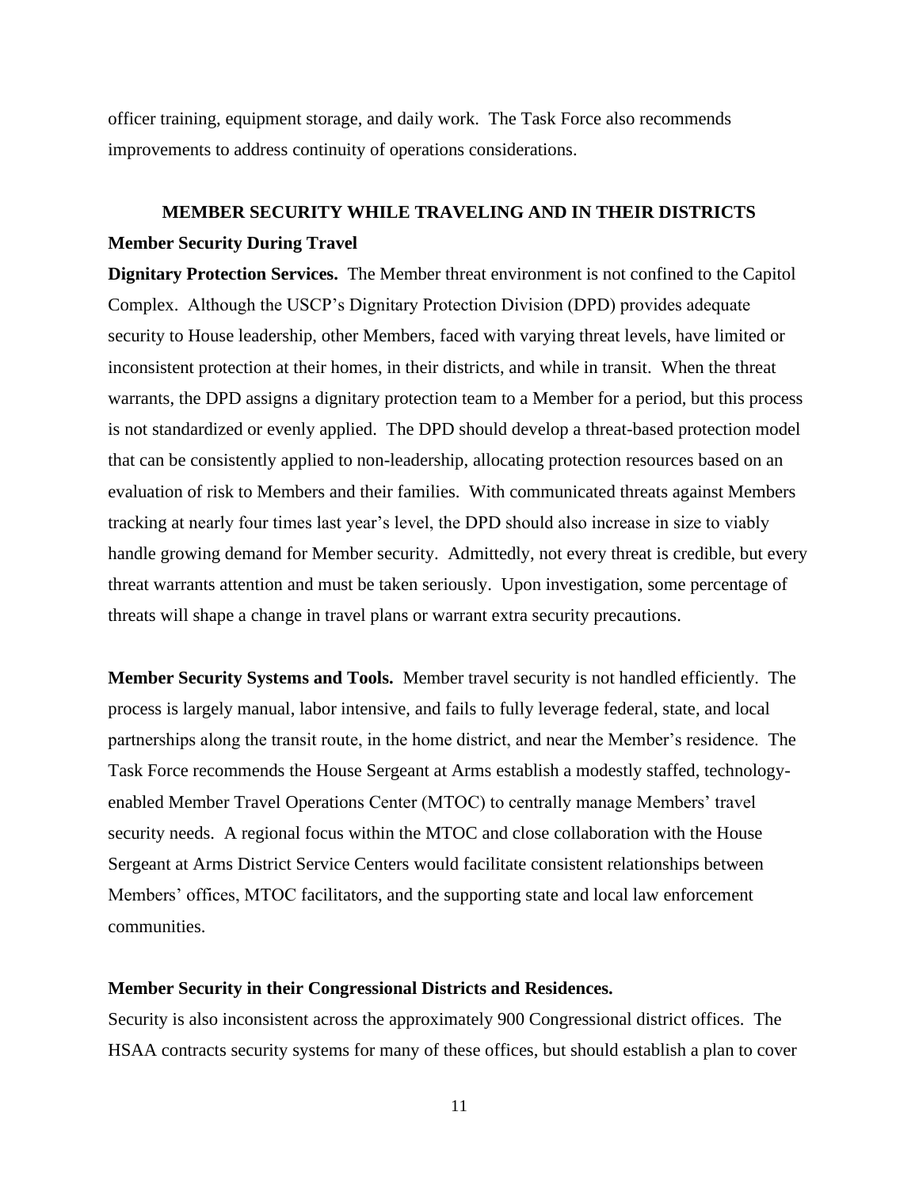officer training, equipment storage, and daily work. The Task Force also recommends improvements to address continuity of operations considerations.

## MEMBER SECURITY WHILE TRAVELING AND IN THEIR DISTRICTS

### Member Security During Travel

**Dignitary Protection Services.** The Member threat environment is not confined to the Capitol Complex. Although the USCP's Dignitary Protection Division (DPD) provides adequate security to House leadership, other Members, faced with varying threat levels, have limited or inconsistent protection at their homes, in their districts, and while in transit. When the threat warrants, the DPD assigns a dignitary protection team to a Member for a period, but this process is not standardized or evenly applied. The DPD should develop a threat-based protection model that can be consistently applied to non-leadership, allocating protection resources based on an evaluation of risk to Members and their families. With communicated threats against Members tracking at nearly four times last year's level, the DPD should also increase in size to viably handle growing demand for Member security. Admittedly, not every threat is credible, but every threat warrants attention and must be taken seriously. Upon investigation, some percentage of threats will shape a change in travel plans or warrant extra security precautions.

**Member Security Systems and Tools.** Member travel security is not handled efficiently. The process is largely manual, labor intensive, and fails to fully leverage federal, state, and local partnerships along the transit route, in the home district, and near the Member's residence. The Task Force recommends the House Sergeant at Arms establish a modestly staffed, technology-enabled Member Travel Operations Center (MTOC) to centrally manage Members' travel security needs. A regional focus within the MTOC and close collaboration with the House Sergeant at Arms District Service Centers would facilitate consistent relationships between Members' offices, MTOC facilitators, and the supporting state and local law enforcement communities.

### Member Security in their Congressional Districts and Residences.

Security is also inconsistent across the approximately 900 Congressional district offices. The HSAA contracts security systems for many of these offices, but should establish a plan to cover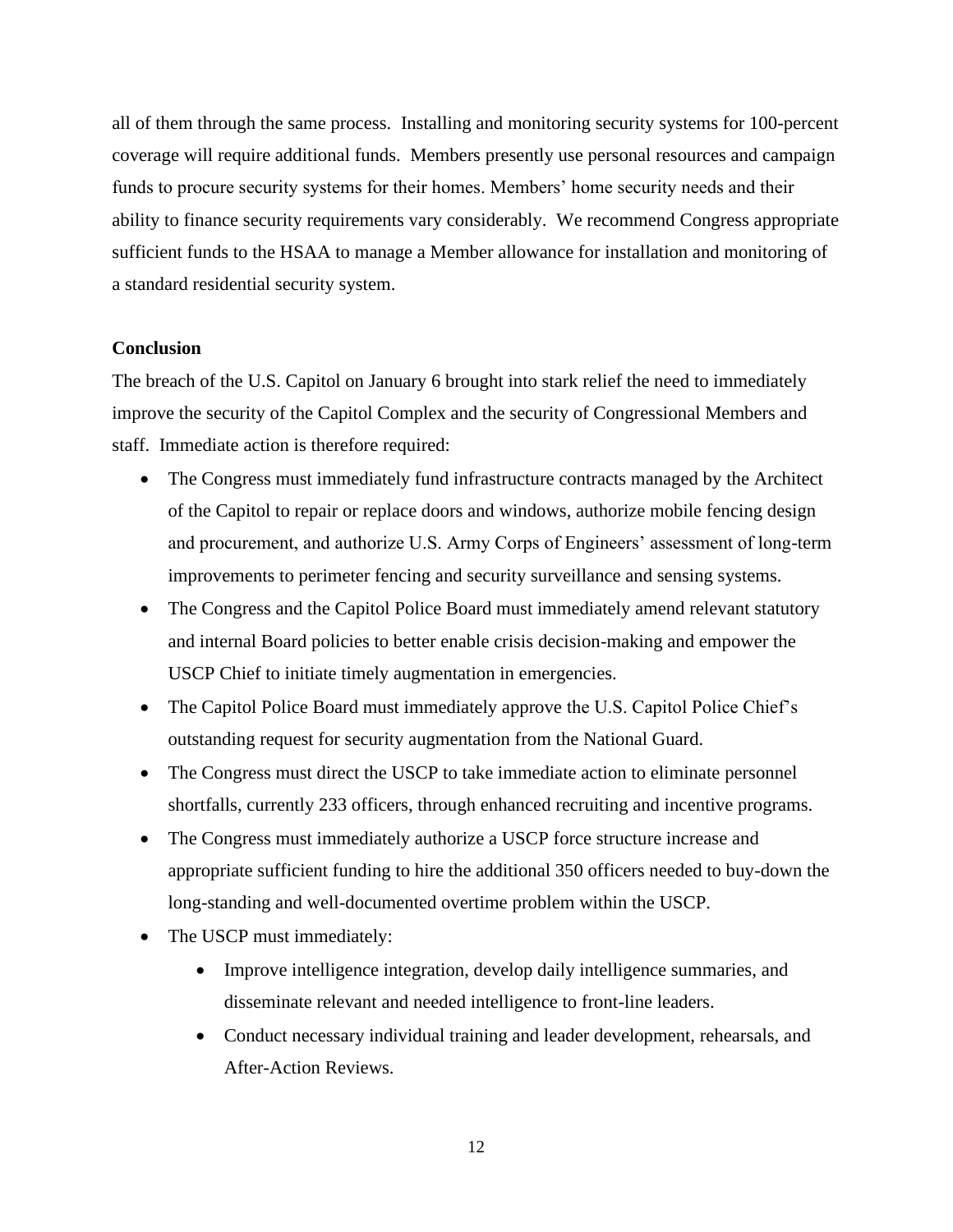all of them through the same process. Installing and monitoring security systems for 100-percent coverage will require additional funds. Members presently use personal resources and campaign funds to procure security systems for their homes. Members' home security needs and their ability to finance security requirements vary considerably. We recommend Congress appropriate sufficient funds to the HSAA to manage a Member allowance for installation and monitoring of a standard residential security system.

**Conclusion**

The breach of the U.S. Capitol on January 6 brought into stark relief the need to immediately improve the security of the Capitol Complex and the security of Congressional Members and staff. Immediate action is therefore required:

- The Congress must immediately fund infrastructure contracts managed by the Architect of the Capitol to repair or replace doors and windows, authorize mobile fencing design and procurement, and authorize U.S. Army Corps of Engineers' assessment of long-term improvements to perimeter fencing and security surveillance and sensing systems.
- The Congress and the Capitol Police Board must immediately amend relevant statutory and internal Board policies to better enable crisis decision-making and empower the USCP Chief to initiate timely augmentation in emergencies.
- The Capitol Police Board must immediately approve the U.S. Capitol Police Chief's outstanding request for security augmentation from the National Guard.
- The Congress must direct the USCP to take immediate action to eliminate personnel shortfalls, currently 233 officers, through enhanced recruiting and incentive programs.
- The Congress must immediately authorize a USCP force structure increase and appropriate sufficient funding to hire the additional 350 officers needed to buy-down the long-standing and well-documented overtime problem within the USCP.
- The USCP must immediately:
    - Improve intelligence integration, develop daily intelligence summaries, and disseminate relevant and needed intelligence to front-line leaders.
    - Conduct necessary individual training and leader development, rehearsals, and After-Action Reviews.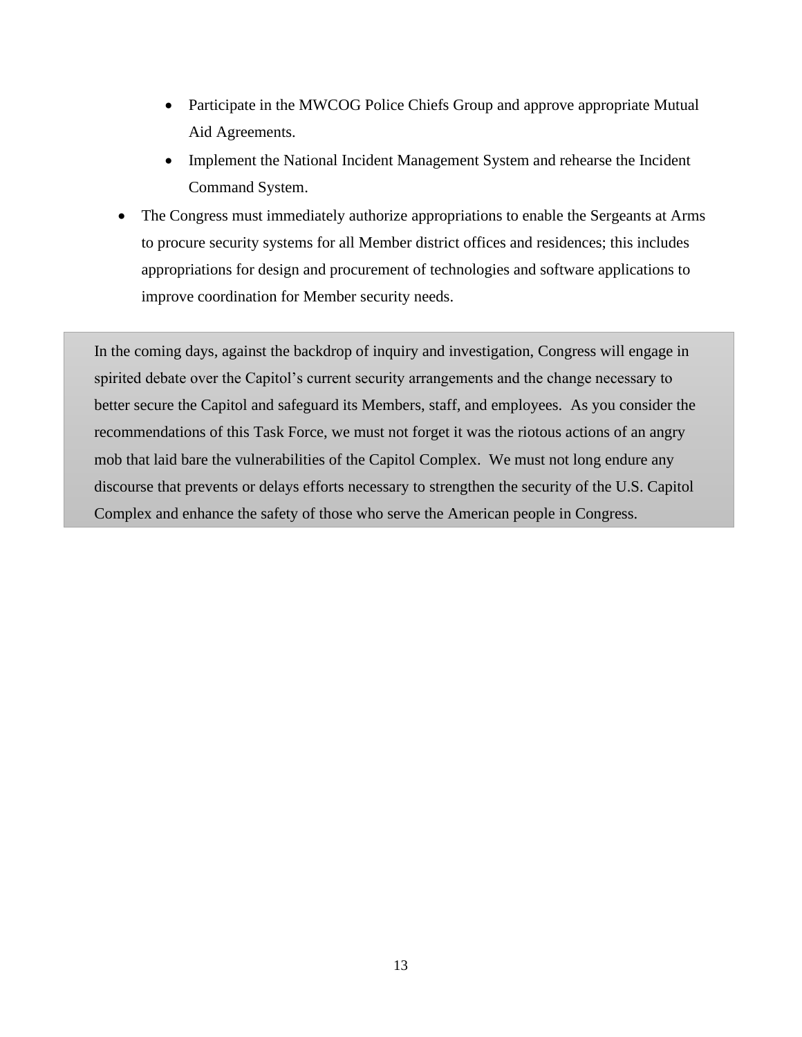- Participate in the MWCOG Police Chiefs Group and approve appropriate Mutual Aid Agreements.
    - Implement the National Incident Management System and rehearse the Incident Command System.
- The Congress must immediately authorize appropriations to enable the Sergeants at Arms to procure security systems for all Member district offices and residences; this includes appropriations for design and procurement of technologies and software applications to improve coordination for Member security needs.

In the coming days, against the backdrop of inquiry and investigation, Congress will engage in spirited debate over the Capitol's current security arrangements and the change necessary to better secure the Capitol and safeguard its Members, staff, and employees. As you consider the recommendations of this Task Force, we must not forget it was the riotous actions of an angry mob that laid bare the vulnerabilities of the Capitol Complex. We must not long endure any discourse that prevents or delays efforts necessary to strengthen the security of the U.S. Capitol Complex and enhance the safety of those who serve the American people in Congress.